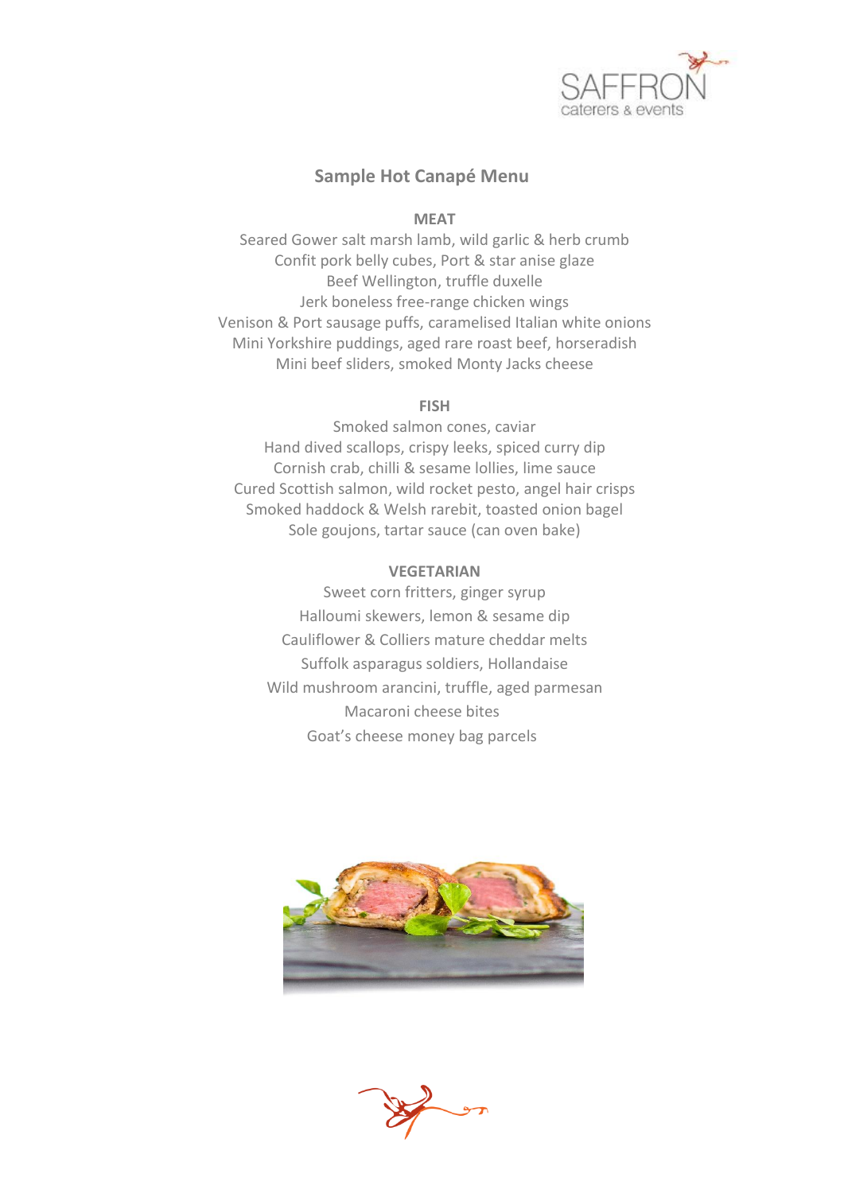SAFFRON
caterers & events

# Sample Hot Canapé Menu

## MEAT

Seared Gower salt marsh lamb, wild garlic & herb crumb
Confit pork belly cubes, Port & star anise glaze
Beef Wellington, truffle duxelle
Jerk boneless free-range chicken wings
Venison & Port sausage puffs, caramelised Italian white onions
Mini Yorkshire puddings, aged rare roast beef, horseradish
Mini beef sliders, smoked Monty Jacks cheese

## FISH

Smoked salmon cones, caviar
Hand dived scallops, crispy leeks, spiced curry dip
Cornish crab, chilli & sesame lollies, lime sauce
Cured Scottish salmon, wild rocket pesto, angel hair crisps
Smoked haddock & Welsh rarebit, toasted onion bagel
Sole goujons, tartar sauce (can oven bake)

## VEGETARIAN

Sweet corn fritters, ginger syrup
Halloumi skewers, lemon & sesame dip
Cauliflower & Colliers mature cheddar melts
Suffolk asparagus soldiers, Hollandaise
Wild mushroom arancini, truffle, aged parmesan
Macaroni cheese bites
Goat's cheese money bag parcels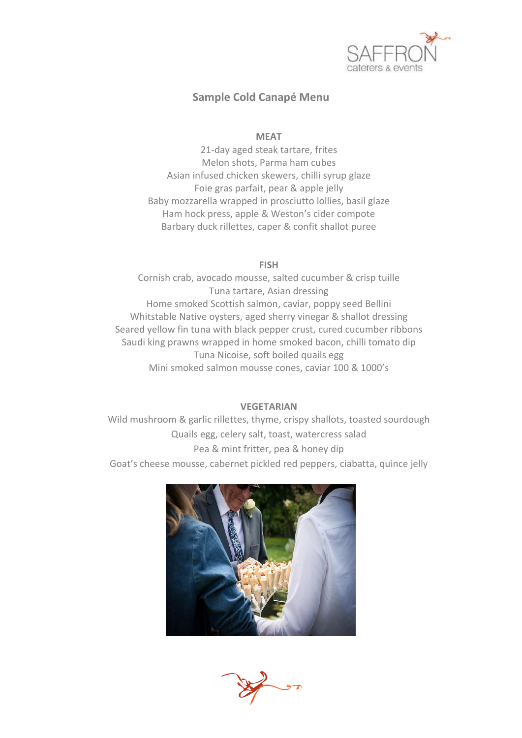# Sample Cold Canapé Menu

## MEAT

21-day aged steak tartare, frites
Melon shots, Parma ham cubes
Asian infused chicken skewers, chilli syrup glaze
Foie gras parfait, pear & apple jelly
Baby mozzarella wrapped in prosciutto lollies, basil glaze
Ham hock press, apple & Weston's cider compote
Barbary duck rillettes, caper & confit shallot puree

## FISH

Cornish crab, avocado mousse, salted cucumber & crisp tuille
Tuna tartare, Asian dressing
Home smoked Scottish salmon, caviar, poppy seed Bellini
Whitstable Native oysters, aged sherry vinegar & shallot dressing
Seared yellow fin tuna with black pepper crust, cured cucumber ribbons
Saudi king prawns wrapped in home smoked bacon, chilli tomato dip
Tuna Nicoise, soft boiled quails egg
Mini smoked salmon mousse cones, caviar 100 & 1000's

## VEGETARIAN

Wild mushroom & garlic rillettes, thyme, crispy shallots, toasted sourdough
Quails egg, celery salt, toast, watercress salad
Pea & mint fritter, pea & honey dip
Goat's cheese mousse, cabernet pickled red peppers, ciabatta, quince jelly